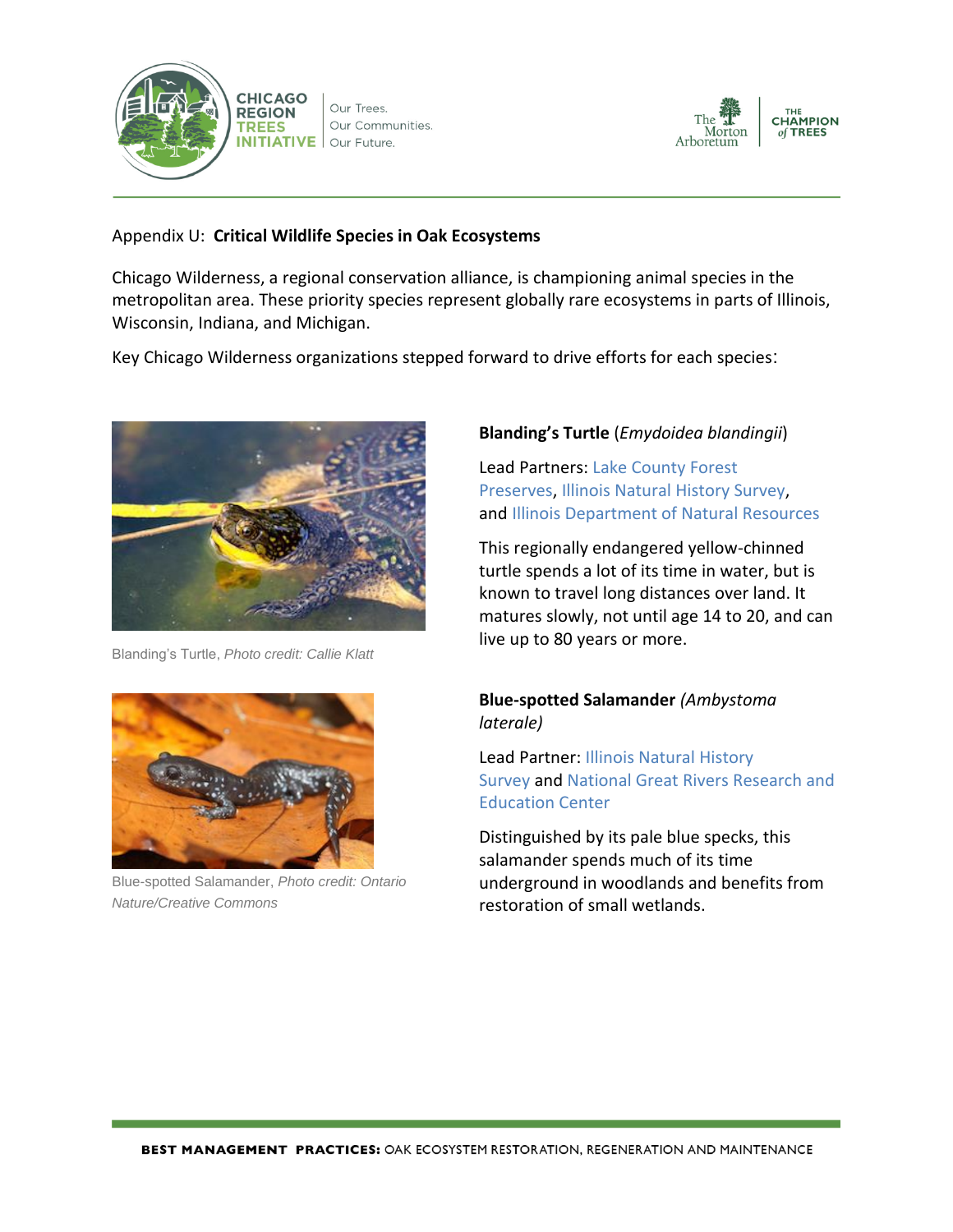Appendix U: **Critical Wildlife Species in Oak Ecosystems**

Chicago Wilderness, a regional conservation alliance, is championing animal species in the metropolitan area. These priority species represent globally rare ecosystems in parts of Illinois, Wisconsin, Indiana, and Michigan.

Key Chicago Wilderness organizations stepped forward to drive efforts for each species:

Blanding's Turtle, *Photo credit: Callie Klatt*

**Blanding's Turtle** (*Emydoidea blandingii*)

Lead Partners: Lake County Forest Preserves, Illinois Natural History Survey, and Illinois Department of Natural Resources

This regionally endangered yellow-chinned turtle spends a lot of its time in water, but is known to travel long distances over land. It matures slowly, not until age 14 to 20, and can live up to 80 years or more.

Blue-spotted Salamander, *Photo credit: Ontario Nature/Creative Commons*

**Blue-spotted Salamander** *(Ambystoma laterale)*

Lead Partner: Illinois Natural History Survey and National Great Rivers Research and Education Center

Distinguished by its pale blue specks, this salamander spends much of its time underground in woodlands and benefits from restoration of small wetlands.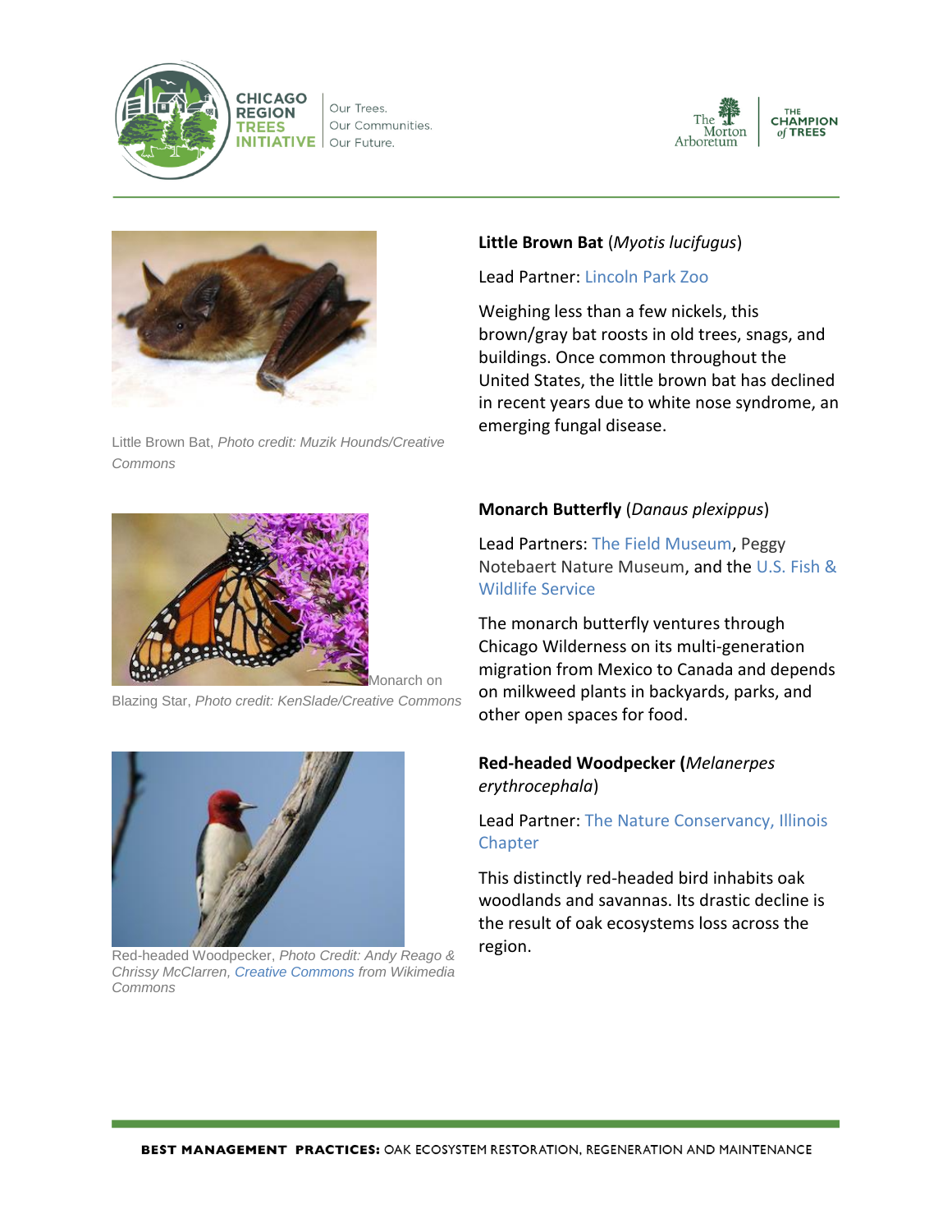Little Brown Bat, *Photo credit: Muzik Hounds/Creative Commons*

**Little Brown Bat** (*Myotis lucifugus*)

Lead Partner: Lincoln Park Zoo

Weighing less than a few nickels, this brown/gray bat roosts in old trees, snags, and buildings. Once common throughout the United States, the little brown bat has declined in recent years due to white nose syndrome, an emerging fungal disease.

Monarch on Blazing Star, *Photo credit: KenSlade/Creative Commons*

**Monarch Butterfly** (*Danaus plexippus*)

Lead Partners: The Field Museum, Peggy Notebaert Nature Museum, and the U.S. Fish & Wildlife Service

The monarch butterfly ventures through Chicago Wilderness on its multi-generation migration from Mexico to Canada and depends on milkweed plants in backyards, parks, and other open spaces for food.

Red-headed Woodpecker, *Photo Credit: Andy Reago & Chrissy McClarren, Creative Commons from Wikimedia Commons*

**Red-headed Woodpecker (***Melanerpes erythrocephala*)

Lead Partner: The Nature Conservancy, Illinois Chapter

This distinctly red-headed bird inhabits oak woodlands and savannas. Its drastic decline is the result of oak ecosystems loss across the region.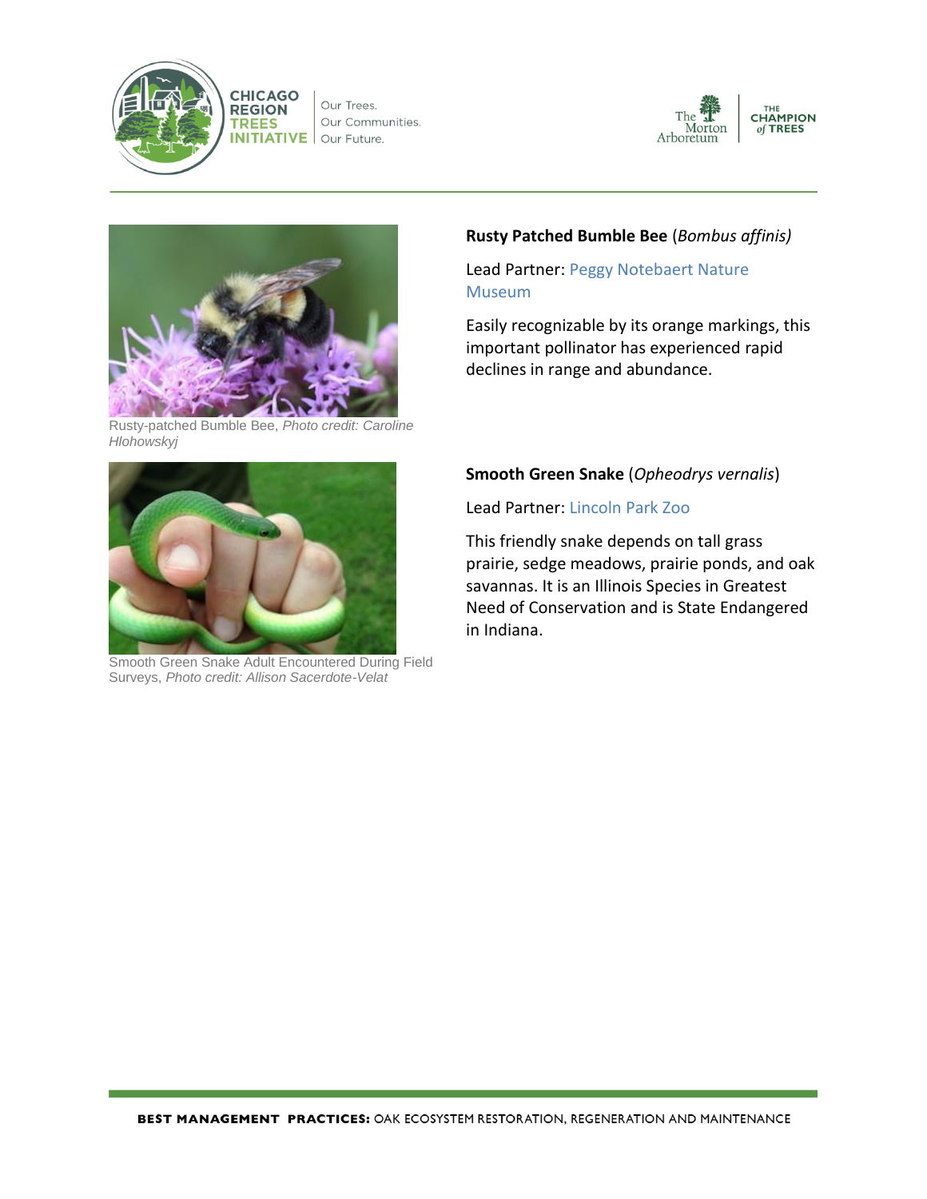Rusty-patched Bumble Bee, *Photo credit: Caroline Hlohowskyj*

**Rusty Patched Bumble Bee** (*Bombus affinis)*

Lead Partner: Peggy Notebaert Nature Museum

Easily recognizable by its orange markings, this important pollinator has experienced rapid declines in range and abundance.

Smooth Green Snake Adult Encountered During Field Surveys, *Photo credit: Allison Sacerdote-Velat*

**Smooth Green Snake** (*Opheodrys vernalis*)

Lead Partner: Lincoln Park Zoo

This friendly snake depends on tall grass prairie, sedge meadows, prairie ponds, and oak savannas. It is an Illinois Species in Greatest Need of Conservation and is State Endangered in Indiana.